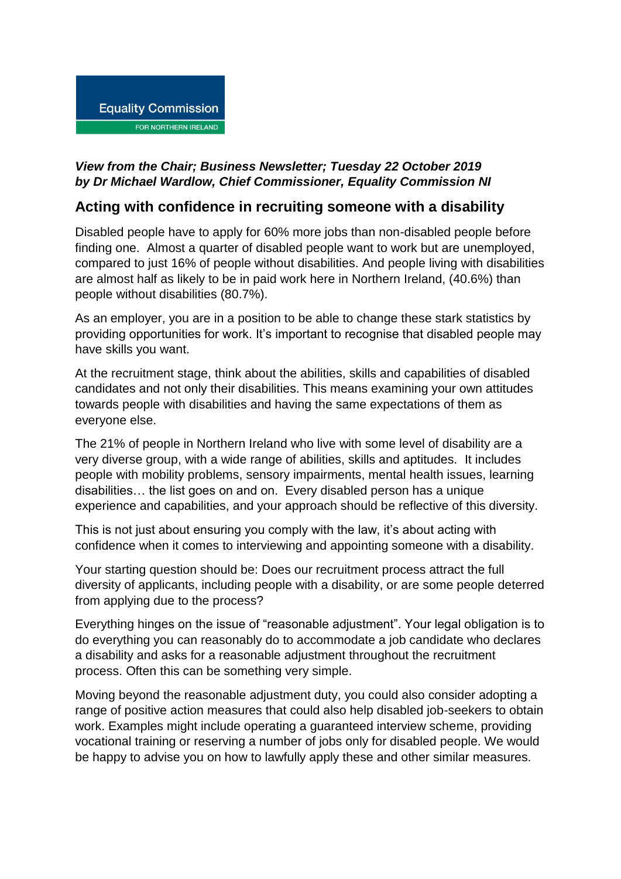Equality Commission

FOR NORTHERN IRELAND

***View from the Chair; Business Newsletter; Tuesday 22 October 2019***
***by Dr Michael Wardlow, Chief Commissioner, Equality Commission NI***

## Acting with confidence in recruiting someone with a disability

Disabled people have to apply for 60% more jobs than non-disabled people before finding one. Almost a quarter of disabled people want to work but are unemployed, compared to just 16% of people without disabilities. And people living with disabilities are almost half as likely to be in paid work here in Northern Ireland, (40.6%) than people without disabilities (80.7%).

As an employer, you are in a position to be able to change these stark statistics by providing opportunities for work. It's important to recognise that disabled people may have skills you want.

At the recruitment stage, think about the abilities, skills and capabilities of disabled candidates and not only their disabilities. This means examining your own attitudes towards people with disabilities and having the same expectations of them as everyone else.

The 21% of people in Northern Ireland who live with some level of disability are a very diverse group, with a wide range of abilities, skills and aptitudes. It includes people with mobility problems, sensory impairments, mental health issues, learning disabilities… the list goes on and on. Every disabled person has a unique experience and capabilities, and your approach should be reflective of this diversity.

This is not just about ensuring you comply with the law, it's about acting with confidence when it comes to interviewing and appointing someone with a disability.

Your starting question should be: Does our recruitment process attract the full diversity of applicants, including people with a disability, or are some people deterred from applying due to the process?

Everything hinges on the issue of "reasonable adjustment". Your legal obligation is to do everything you can reasonably do to accommodate a job candidate who declares a disability and asks for a reasonable adjustment throughout the recruitment process. Often this can be something very simple.

Moving beyond the reasonable adjustment duty, you could also consider adopting a range of positive action measures that could also help disabled job-seekers to obtain work. Examples might include operating a guaranteed interview scheme, providing vocational training or reserving a number of jobs only for disabled people. We would be happy to advise you on how to lawfully apply these and other similar measures.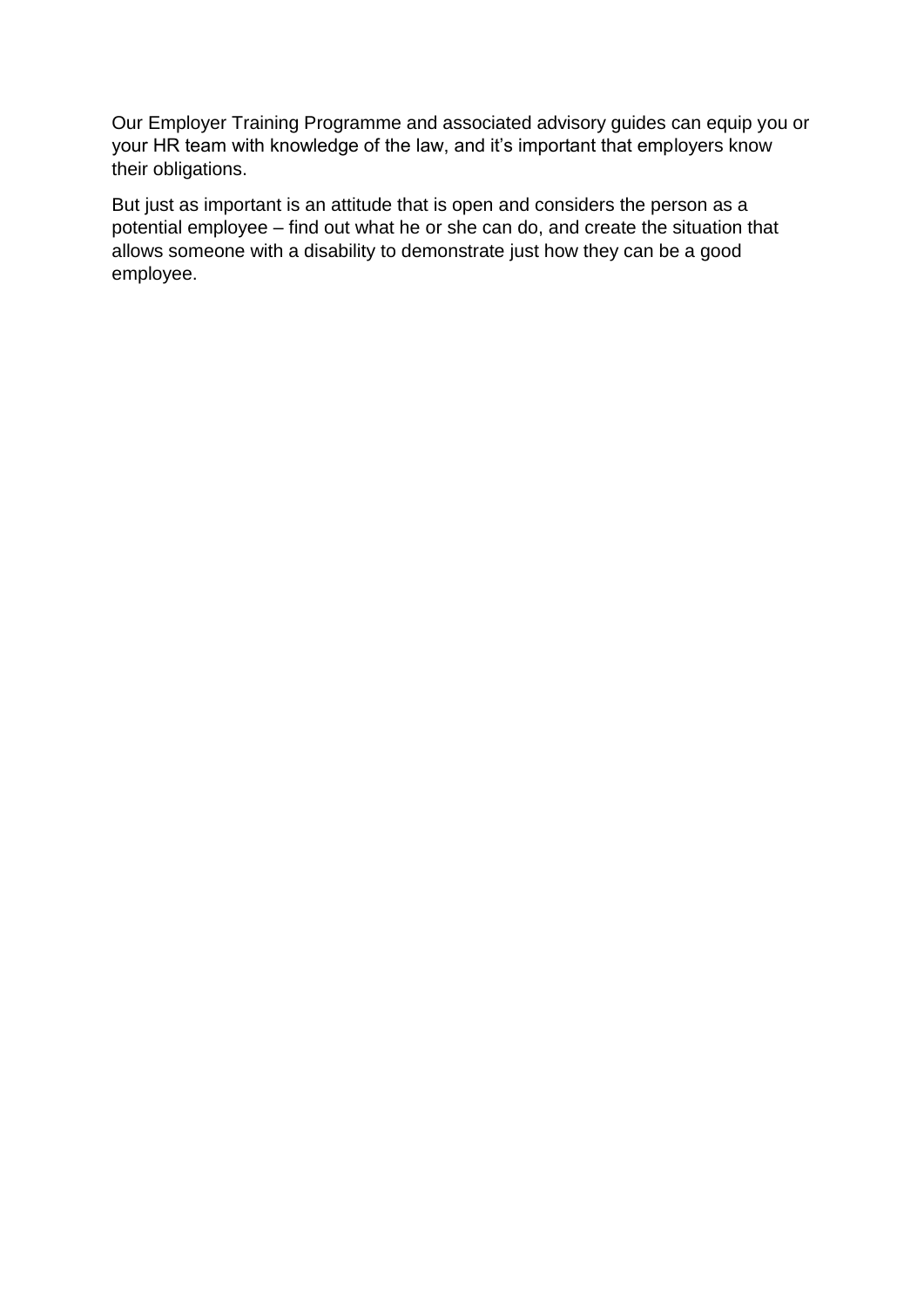Our Employer Training Programme and associated advisory guides can equip you or your HR team with knowledge of the law, and it's important that employers know their obligations.

But just as important is an attitude that is open and considers the person as a potential employee – find out what he or she can do, and create the situation that allows someone with a disability to demonstrate just how they can be a good employee.